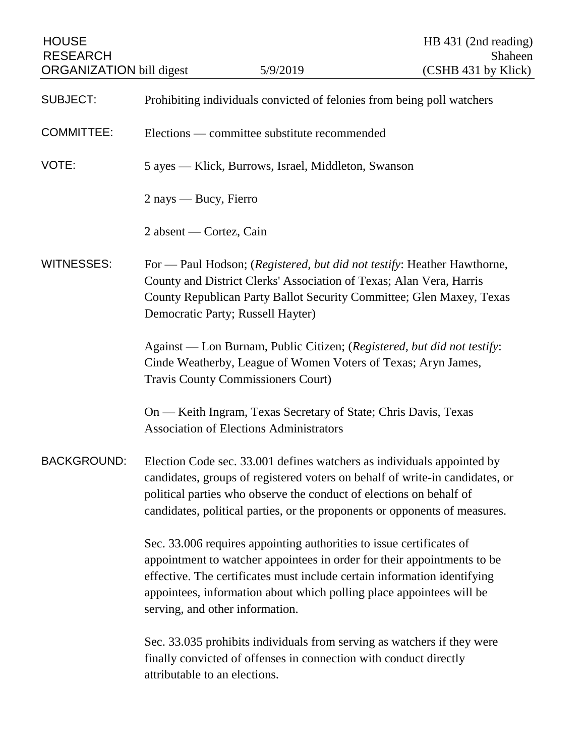HOUSE RESEARCH ORGANIZATION bill digest | 5/9/2019 | HB 431 (2nd reading) Shaheen (CSHB 431 by Klick)

**SUBJECT:** Prohibiting individuals convicted of felonies from being poll watchers

**COMMITTEE:** Elections — committee substitute recommended

**VOTE:** 5 ayes — Klick, Burrows, Israel, Middleton, Swanson

2 nays — Bucy, Fierro

2 absent — Cortez, Cain

**WITNESSES:** For — Paul Hodson; (*Registered, but did not testify*: Heather Hawthorne, County and District Clerks' Association of Texas; Alan Vera, Harris County Republican Party Ballot Security Committee; Glen Maxey, Texas Democratic Party; Russell Hayter)

Against — Lon Burnam, Public Citizen; (*Registered, but did not testify*: Cinde Weatherby, League of Women Voters of Texas; Aryn James, Travis County Commissioners Court)

On — Keith Ingram, Texas Secretary of State; Chris Davis, Texas Association of Elections Administrators

**BACKGROUND:** Election Code sec. 33.001 defines watchers as individuals appointed by candidates, groups of registered voters on behalf of write-in candidates, or political parties who observe the conduct of elections on behalf of candidates, political parties, or the proponents or opponents of measures.

Sec. 33.006 requires appointing authorities to issue certificates of appointment to watcher appointees in order for their appointments to be effective. The certificates must include certain information identifying appointees, information about which polling place appointees will be serving, and other information.

Sec. 33.035 prohibits individuals from serving as watchers if they were finally convicted of offenses in connection with conduct directly attributable to an elections.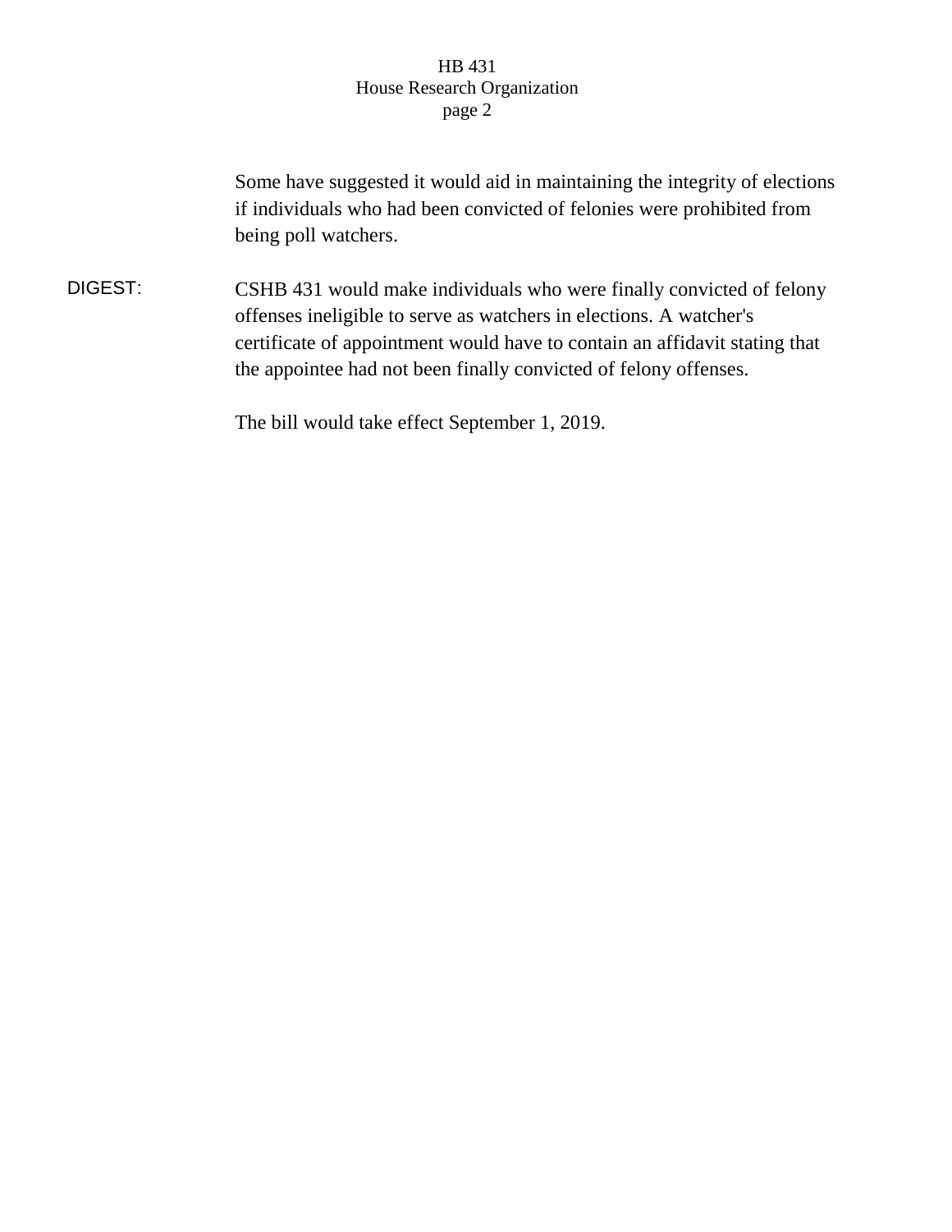Some have suggested it would aid in maintaining the integrity of elections if individuals who had been convicted of felonies were prohibited from being poll watchers.

**DIGEST:** CSHB 431 would make individuals who were finally convicted of felony offenses ineligible to serve as watchers in elections. A watcher's certificate of appointment would have to contain an affidavit stating that the appointee had not been finally convicted of felony offenses.

The bill would take effect September 1, 2019.